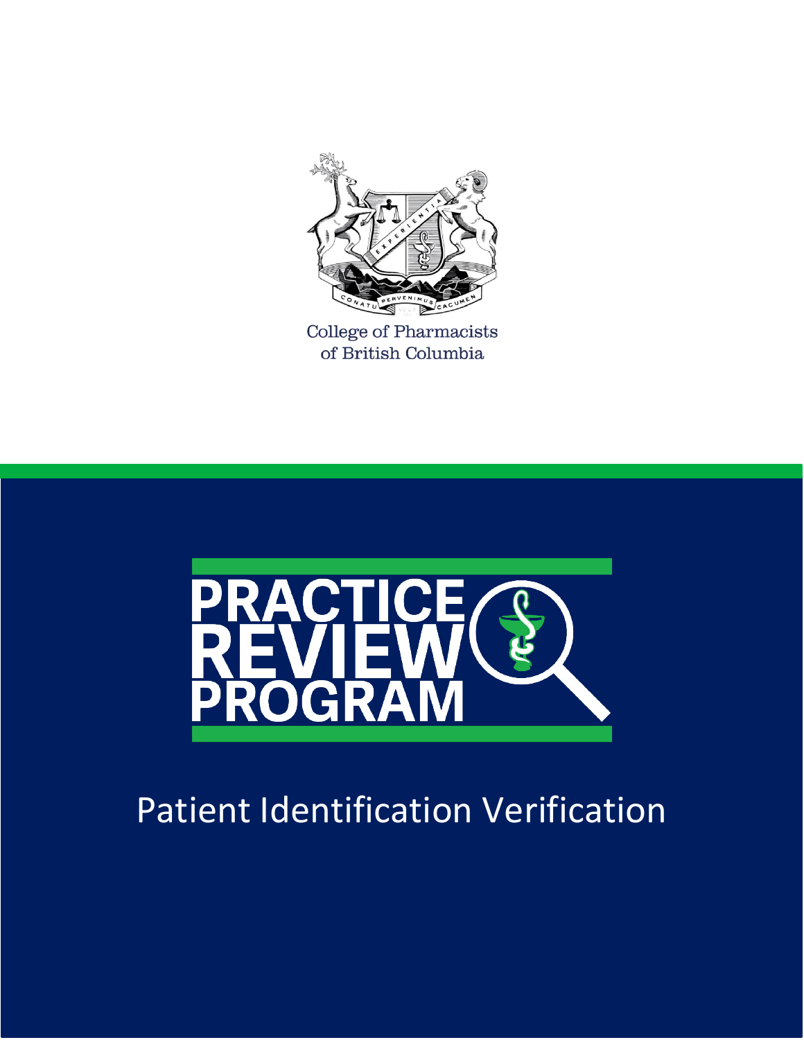College of Pharmacists of British Columbia

# PRACTICE REVIEW PROGRAM

## Patient Identification Verification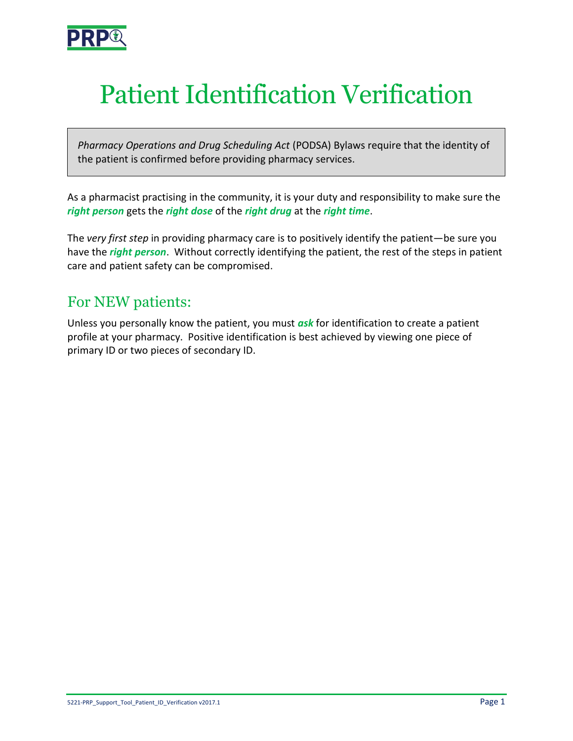# Patient Identification Verification

*Pharmacy Operations and Drug Scheduling Act* (PODSA) Bylaws require that the identity of the patient is confirmed before providing pharmacy services.

As a pharmacist practising in the community, it is your duty and responsibility to make sure the ***right person*** gets the ***right dose*** of the ***right drug*** at the ***right time***.

The *very first step* in providing pharmacy care is to positively identify the patient—be sure you have the ***right person***. Without correctly identifying the patient, the rest of the steps in patient care and patient safety can be compromised.

## For NEW patients:

Unless you personally know the patient, you must ***ask*** for identification to create a patient profile at your pharmacy. Positive identification is best achieved by viewing one piece of primary ID or two pieces of secondary ID.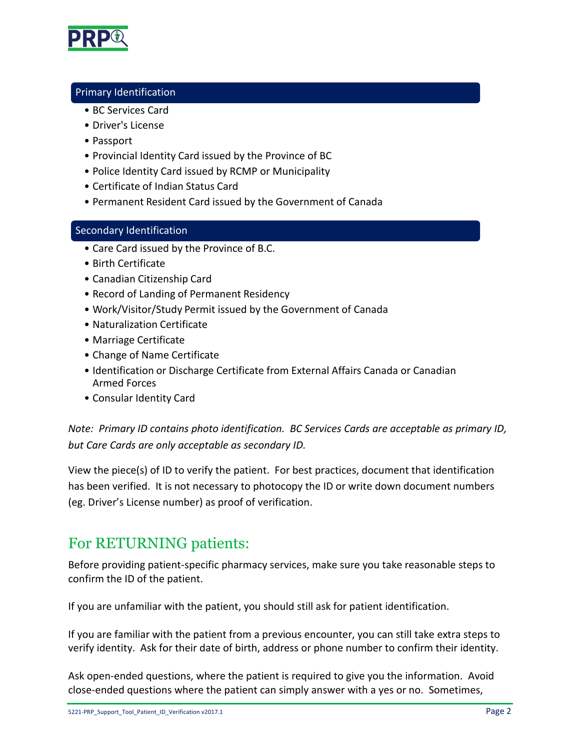### Primary Identification

- BC Services Card
- Driver's License
- Passport
- Provincial Identity Card issued by the Province of BC
- Police Identity Card issued by RCMP or Municipality
- Certificate of Indian Status Card
- Permanent Resident Card issued by the Government of Canada

### Secondary Identification

- Care Card issued by the Province of B.C.
- Birth Certificate
- Canadian Citizenship Card
- Record of Landing of Permanent Residency
- Work/Visitor/Study Permit issued by the Government of Canada
- Naturalization Certificate
- Marriage Certificate
- Change of Name Certificate
- Identification or Discharge Certificate from External Affairs Canada or Canadian Armed Forces
- Consular Identity Card

*Note: Primary ID contains photo identification. BC Services Cards are acceptable as primary ID, but Care Cards are only acceptable as secondary ID.*

View the piece(s) of ID to verify the patient. For best practices, document that identification has been verified. It is not necessary to photocopy the ID or write down document numbers (eg. Driver's License number) as proof of verification.

## For RETURNING patients:

Before providing patient-specific pharmacy services, make sure you take reasonable steps to confirm the ID of the patient.

If you are unfamiliar with the patient, you should still ask for patient identification.

If you are familiar with the patient from a previous encounter, you can still take extra steps to verify identity. Ask for their date of birth, address or phone number to confirm their identity.

Ask open-ended questions, where the patient is required to give you the information. Avoid close-ended questions where the patient can simply answer with a yes or no. Sometimes,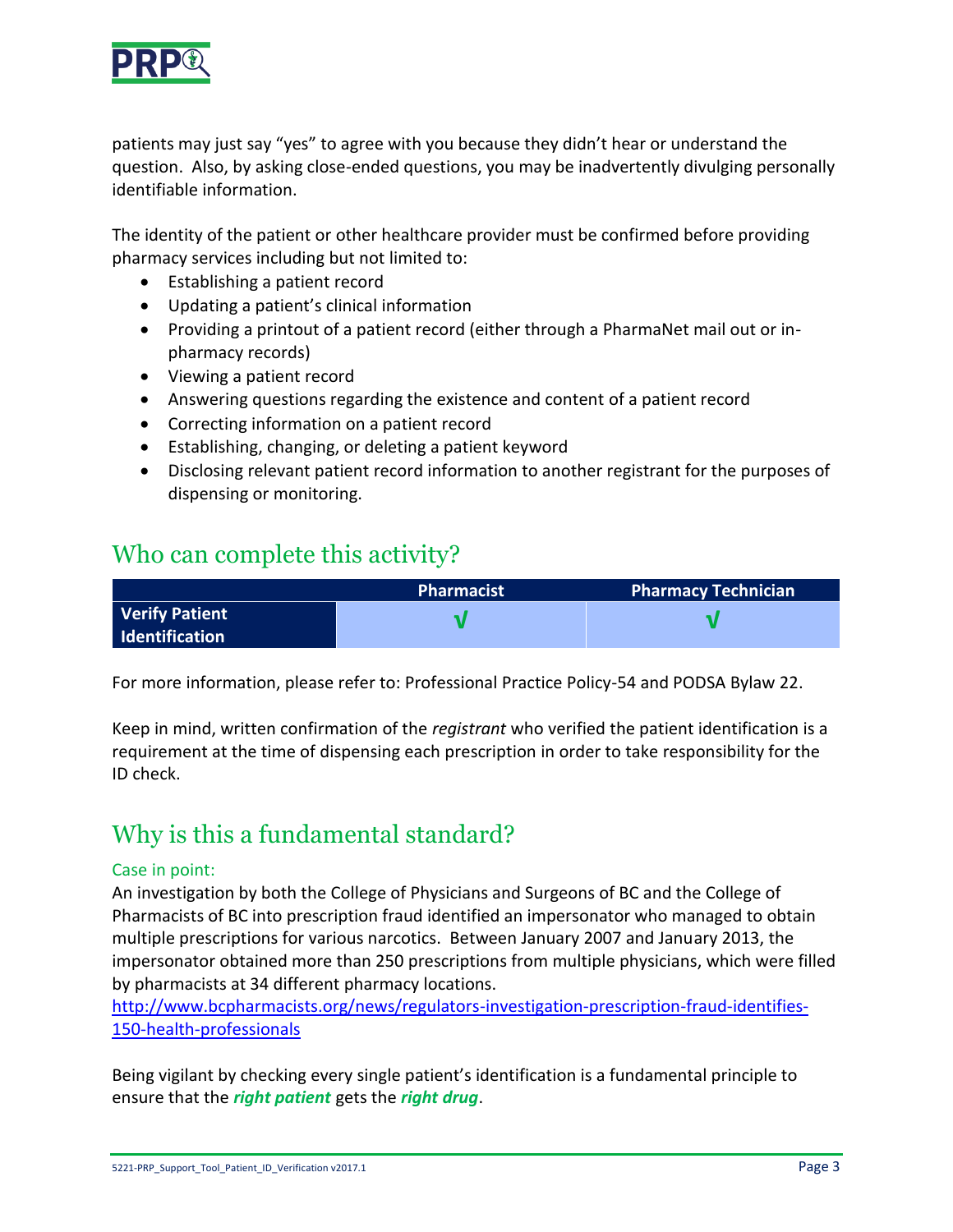patients may just say "yes" to agree with you because they didn't hear or understand the question. Also, by asking close-ended questions, you may be inadvertently divulging personally identifiable information.

The identity of the patient or other healthcare provider must be confirmed before providing pharmacy services including but not limited to:

- Establishing a patient record
- Updating a patient's clinical information
- Providing a printout of a patient record (either through a PharmaNet mail out or in-pharmacy records)
- Viewing a patient record
- Answering questions regarding the existence and content of a patient record
- Correcting information on a patient record
- Establishing, changing, or deleting a patient keyword
- Disclosing relevant patient record information to another registrant for the purposes of dispensing or monitoring.

## Who can complete this activity?

| | Pharmacist | Pharmacy Technician |
|---|---|---|
| **Verify Patient Identification** | √ | √ |

For more information, please refer to: Professional Practice Policy-54 and PODSA Bylaw 22.

Keep in mind, written confirmation of the *registrant* who verified the patient identification is a requirement at the time of dispensing each prescription in order to take responsibility for the ID check.

## Why is this a fundamental standard?

### Case in point:

An investigation by both the College of Physicians and Surgeons of BC and the College of Pharmacists of BC into prescription fraud identified an impersonator who managed to obtain multiple prescriptions for various narcotics. Between January 2007 and January 2013, the impersonator obtained more than 250 prescriptions from multiple physicians, which were filled by pharmacists at 34 different pharmacy locations.
[http://www.bcpharmacists.org/news/regulators-investigation-prescription-fraud-identifies-150-health-professionals](http://www.bcpharmacists.org/news/regulators-investigation-prescription-fraud-identifies-150-health-professionals)

Being vigilant by checking every single patient's identification is a fundamental principle to ensure that the ***right patient*** gets the ***right drug***.